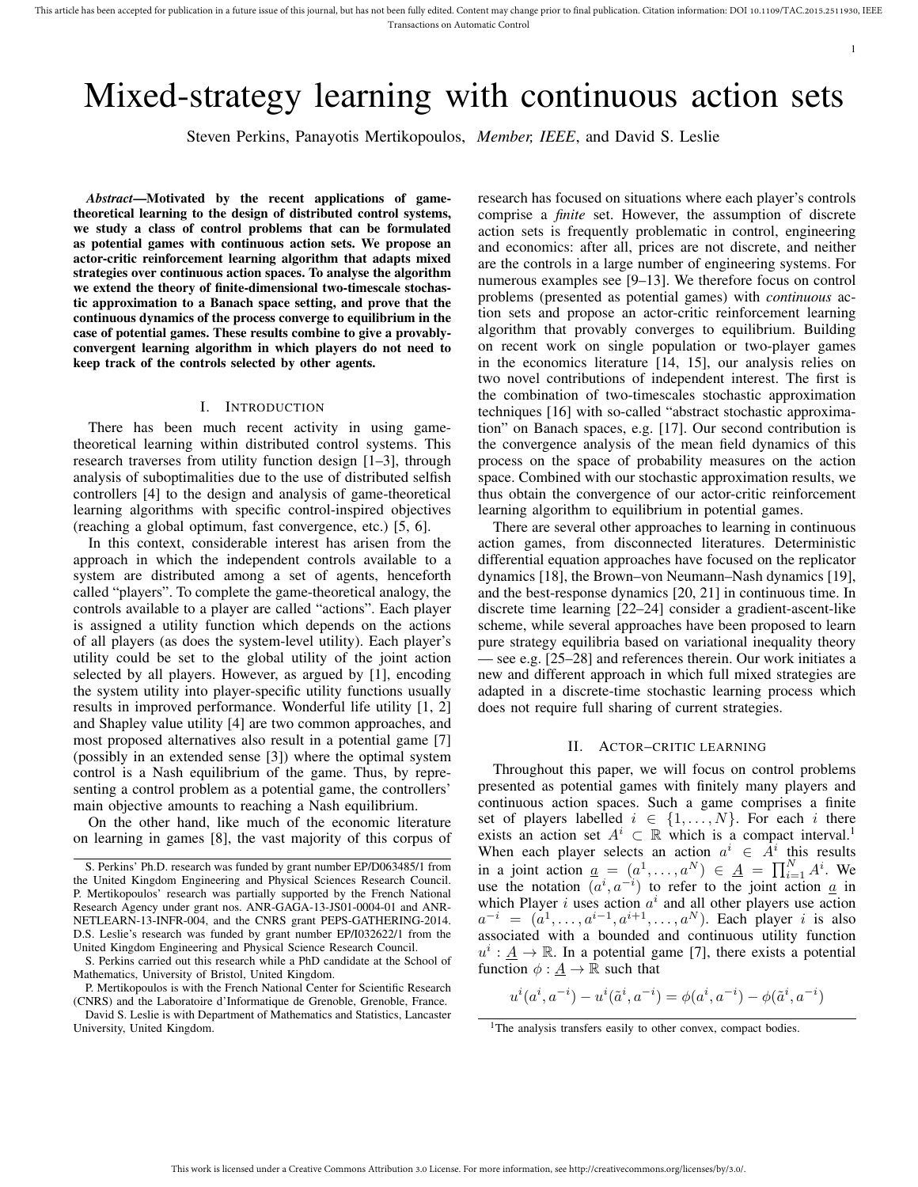# Mixed-strategy learning with continuous action sets

Steven Perkins, Panayotis Mertikopoulos, *Member, IEEE*, and David S. Leslie

***Abstract*—Motivated by the recent applications of game-theoretical learning to the design of distributed control systems, we study a class of control problems that can be formulated as potential games with continuous action sets. We propose an actor-critic reinforcement learning algorithm that adapts mixed strategies over continuous action spaces. To analyse the algorithm we extend the theory of finite-dimensional two-timescale stochastic approximation to a Banach space setting, and prove that the continuous dynamics of the process converge to equilibrium in the case of potential games. These results combine to give a provably-convergent learning algorithm in which players do not need to keep track of the controls selected by other agents.**

## I. Introduction

There has been much recent activity in using game-theoretical learning within distributed control systems. This research traverses from utility function design [1–3], through analysis of suboptimalities due to the use of distributed selfish controllers [4] to the design and analysis of game-theoretical learning algorithms with specific control-inspired objectives (reaching a global optimum, fast convergence, etc.) [5, 6].

In this context, considerable interest has arisen from the approach in which the independent controls available to a system are distributed among a set of agents, henceforth called "players". To complete the game-theoretical analogy, the controls available to a player are called "actions". Each player is assigned a utility function which depends on the actions of all players (as does the system-level utility). Each player's utility could be set to the global utility of the joint action selected by all players. However, as argued by [1], encoding the system utility into player-specific utility functions usually results in improved performance. Wonderful life utility [1, 2] and Shapley value utility [4] are two common approaches, and most proposed alternatives also result in a potential game [7] (possibly in an extended sense [3]) where the optimal system control is a Nash equilibrium of the game. Thus, by representing a control problem as a potential game, the controllers' main objective amounts to reaching a Nash equilibrium.

On the other hand, like much of the economic literature on learning in games [8], the vast majority of this corpus of research has focused on situations where each player's controls comprise a *finite* set. However, the assumption of discrete action sets is frequently problematic in control, engineering and economics: after all, prices are not discrete, and neither are the controls in a large number of engineering systems. For numerous examples see [9–13]. We therefore focus on control problems (presented as potential games) with *continuous* action sets and propose an actor-critic reinforcement learning algorithm that provably converges to equilibrium. Building on recent work on single population or two-player games in the economics literature [14, 15], our analysis relies on two novel contributions of independent interest. The first is the combination of two-timescales stochastic approximation techniques [16] with so-called "abstract stochastic approximation" on Banach spaces, e.g. [17]. Our second contribution is the convergence analysis of the mean field dynamics of this process on the space of probability measures on the action space. Combined with our stochastic approximation results, we thus obtain the convergence of our actor-critic reinforcement learning algorithm to equilibrium in potential games.

There are several other approaches to learning in continuous action games, from disconnected literatures. Deterministic differential equation approaches have focused on the replicator dynamics [18], the Brown–von Neumann–Nash dynamics [19], and the best-response dynamics [20, 21] in continuous time. In discrete time learning [22–24] consider a gradient-ascent-like scheme, while several approaches have been proposed to learn pure strategy equilibria based on variational inequality theory — see e.g. [25–28] and references therein. Our work initiates a new and different approach in which full mixed strategies are adapted in a discrete-time stochastic learning process which does not require full sharing of current strategies.

## II. Actor–critic learning

Throughout this paper, we will focus on control problems presented as potential games with finitely many players and continuous action spaces. Such a game comprises a finite set of players labelled $i \in \{1, \dots, N\}$. For each $i$ there exists an action set $A^i \subset \mathbb{R}$ which is a compact interval.[1] When each player selects an action $a^i \in A^i$ this results in a joint action $\underline{a} = (a^1, \dots, a^N) \in \underline{A} = \prod_{i=1}^N A^i$. We use the notation $(a^i, a^{-i})$ to refer to the joint action $\underline{a}$ in which Player $i$ uses action $a^i$ and all other players use action $a^{-i} = (a^1, \dots, a^{i-1}, a^{i+1}, \dots, a^N)$. Each player $i$ is also associated with a bounded and continuous utility function $u^i : \underline{A} \to \mathbb{R}$. In a potential game [7], there exists a potential function $\phi : \underline{A} \to \mathbb{R}$ such that

$$u^i(a^i, a^{-i}) - u^i(\tilde{a}^i, a^{-i}) = \phi(a^i, a^{-i}) - \phi(\tilde{a}^i, a^{-i})$$

[1] The analysis transfers easily to other convex, compact bodies.

S. Perkins' Ph.D. research was funded by grant number EP/D063485/1 from the United Kingdom Engineering and Physical Sciences Research Council. P. Mertikopoulos' research was partially supported by the French National Research Agency under grant nos. ANR-GAGA-13-JS01-0004-01 and ANR-NETLEARN-13-INFR-004, and the CNRS grant PEPS-GATHERING-2014. D.S. Leslie's research was funded by grant number EP/I032622/1 from the United Kingdom Engineering and Physical Science Research Council.

S. Perkins carried out this research while a PhD candidate at the School of Mathematics, University of Bristol, United Kingdom.

P. Mertikopoulos is with the French National Center for Scientific Research (CNRS) and the Laboratoire d'Informatique de Grenoble, Grenoble, France.

David S. Leslie is with Department of Mathematics and Statistics, Lancaster University, United Kingdom.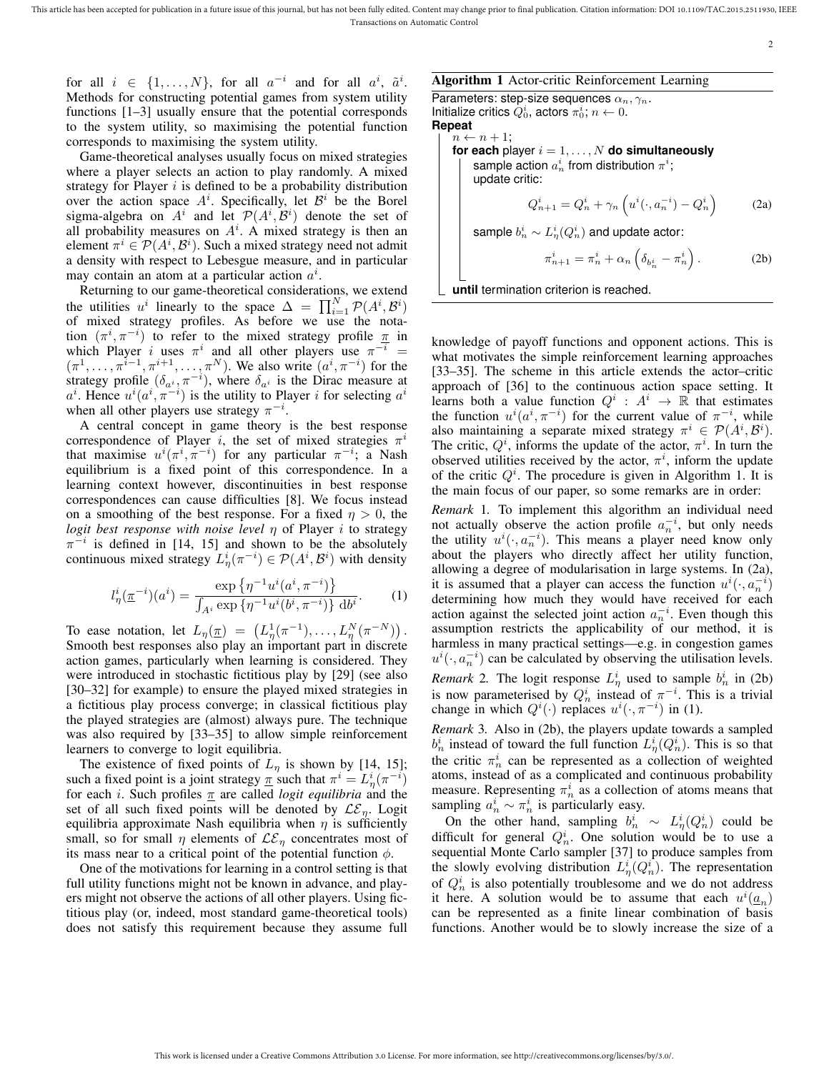for all $i \in \{1, \ldots, N\}$, for all $a^{-i}$ and for all $a^i$, $\tilde{a}^i$. Methods for constructing potential games from system utility functions [1–3] usually ensure that the potential corresponds to the system utility, so maximising the potential function corresponds to maximising the system utility.

Game-theoretical analyses usually focus on mixed strategies where a player selects an action to play randomly. A mixed strategy for Player $i$ is defined to be a probability distribution over the action space $A^i$. Specifically, let $\mathcal{B}^i$ be the Borel sigma-algebra on $A^i$ and let $\mathcal{P}(A^i, \mathcal{B}^i)$ denote the set of all probability measures on $A^i$. A mixed strategy is then an element $\pi^i \in \mathcal{P}(A^i, \mathcal{B}^i)$. Such a mixed strategy need not admit a density with respect to Lebesgue measure, and in particular may contain an atom at a particular action $a^i$.

Returning to our game-theoretical considerations, we extend the utilities $u^i$ linearly to the space $\Delta = \prod_{i=1}^N \mathcal{P}(A^i, \mathcal{B}^i)$ of mixed strategy profiles. As before we use the notation $(\pi^i, \pi^{-i})$ to refer to the mixed strategy profile $\underline{\pi}$ in which Player $i$ uses $\pi^i$ and all other players use $\pi^{-i} = (\pi^1, \ldots, \pi^{i-1}, \pi^{i+1}, \ldots, \pi^N)$. We also write $(a^i, \pi^{-i})$ for the strategy profile $(\delta_{a^i}, \pi^{-i})$, where $\delta_{a^i}$ is the Dirac measure at $a^i$. Hence $u^i(a^i, \pi^{-i})$ is the utility to Player $i$ for selecting $a^i$ when all other players use strategy $\pi^{-i}$.

A central concept in game theory is the best response correspondence of Player $i$, the set of mixed strategies $\pi^i$ that maximise $u^i(\pi^i, \pi^{-i})$ for any particular $\pi^{-i}$; a Nash equilibrium is a fixed point of this correspondence. In a learning context however, discontinuities in best response correspondences can cause difficulties [8]. We focus instead on a smoothing of the best response. For a fixed $\eta > 0$, the *logit best response with noise level* $\eta$ of Player $i$ to strategy $\pi^{-i}$ is defined in [14, 15] and shown to be the absolutely continuous mixed strategy $L^i_\eta(\pi^{-i}) \in \mathcal{P}(A^i, \mathcal{B}^i)$ with density

$$l^i_\eta(\underline{\pi}^{-i})(a^i) = \frac{\exp\left\{\eta^{-1} u^i(a^i, \pi^{-i})\right\}}{\int_{A^i} \exp\left\{\eta^{-1} u^i(b^i, \pi^{-i})\right\} \, \mathrm{d}b^i}. \tag{1}$$

To ease notation, let $L_\eta(\underline{\pi}) = \left(L^1_\eta(\pi^{-1}), \ldots, L^N_\eta(\pi^{-N})\right)$. Smooth best responses also play an important part in discrete action games, particularly when learning is considered. They were introduced in stochastic fictitious play by [29] (see also [30–32] for example) to ensure the played mixed strategies in a fictitious play process converge; in classical fictitious play the played strategies are (almost) always pure. The technique was also required by [33–35] to allow simple reinforcement learners to converge to logit equilibria.

The existence of fixed points of $L_\eta$ is shown by [14, 15]; such a fixed point is a joint strategy $\underline{\pi}$ such that $\pi^i = L^i_\eta(\pi^{-i})$ for each $i$. Such profiles $\underline{\pi}$ are called *logit equilibria* and the set of all such fixed points will be denoted by $\mathcal{LE}_\eta$. Logit equilibria approximate Nash equilibria when $\eta$ is sufficiently small, so for small $\eta$ elements of $\mathcal{LE}_\eta$ concentrates most of its mass near to a critical point of the potential function $\phi$.

One of the motivations for learning in a control setting is that full utility functions might not be known in advance, and players might not observe the actions of all other players. Using fictitious play (or, indeed, most standard game-theoretical tools) does not satisfy this requirement because they assume full knowledge of payoff functions and opponent actions. This is what motivates the simple reinforcement learning approaches [33–35]. The scheme in this article extends the actor–critic approach of [36] to the continuous action space setting. It learns both a value function $Q^i : A^i \to \mathbb{R}$ that estimates the function $u^i(a^i, \pi^{-i})$ for the current value of $\pi^{-i}$, while also maintaining a separate mixed strategy $\pi^i \in \mathcal{P}(A^i, \mathcal{B}^i)$. The critic, $Q^i$, informs the update of the actor, $\pi^i$. In turn the observed utilities received by the actor, $\pi^i$, inform the update of the critic $Q^i$. The procedure is given in Algorithm 1. It is the main focus of our paper, so some remarks are in order:

---

**Algorithm 1** Actor-critic Reinforcement Learning

Parameters: step-size sequences $\alpha_n, \gamma_n$.
Initialize critics $Q^i_0$, actors $\pi^i_0$; $n \leftarrow 0$.
**Repeat**
  $n \leftarrow n + 1$;
  **for each** player $i = 1, \ldots, N$ **do simultaneously**
    sample action $a^i_n$ from distribution $\pi^i$;
    update critic:

$$Q^i_{n+1} = Q^i_n + \gamma_n \left(u^i(\cdot, a^{-i}_n) - Q^i_n\right) \tag{2a}$$

    sample $b^i_n \sim L^i_\eta(Q^i_n)$ and update actor:

$$\pi^i_{n+1} = \pi^i_n + \alpha_n \left(\delta_{b^i_n} - \pi^i_n\right). \tag{2b}$$

**until** termination criterion is reached.

---

*Remark* 1. To implement this algorithm an individual need not actually observe the action profile $a^{-i}_n$, but only needs the utility $u^i(\cdot, a^{-i}_n)$. This means a player need know only about the players who directly affect her utility function, allowing a degree of modularisation in large systems. In (2a), it is assumed that a player can access the function $u^i(\cdot, a^{-i}_n)$ determining how much they would have received for each action against the selected joint action $a^{-i}_n$. Even though this assumption restricts the applicability of our method, it is harmless in many practical settings—e.g. in congestion games $u^i(\cdot, a^{-i}_n)$ can be calculated by observing the utilisation levels.

*Remark* 2. The logit response $L^i_\eta$ used to sample $b^i_n$ in (2b) is now parameterised by $Q^i_n$ instead of $\pi^{-i}$. This is a trivial change in which $Q^i(\cdot)$ replaces $u^i(\cdot, \pi^{-i})$ in (1).

*Remark* 3. Also in (2b), the players update towards a sampled $b^i_n$ instead of toward the full function $L^i_\eta(Q^i_n)$. This is so that the critic $\pi^i_n$ can be represented as a collection of weighted atoms, instead of as a complicated and continuous probability measure. Representing $\pi^i_n$ as a collection of atoms means that sampling $a^i_n \sim \pi^i_n$ is particularly easy.

On the other hand, sampling $b^i_n \sim L^i_\eta(Q^i_n)$ could be difficult for general $Q^i_n$. One solution would be to use a sequential Monte Carlo sampler [37] to produce samples from the slowly evolving distribution $L^i_\eta(Q^i_n)$. The representation of $Q^i_n$ is also potentially troublesome and we do not address it here. A solution would be to assume that each $u^i(\underline{a}_n)$ can be represented as a finite linear combination of basis functions. Another would be to slowly increase the size of a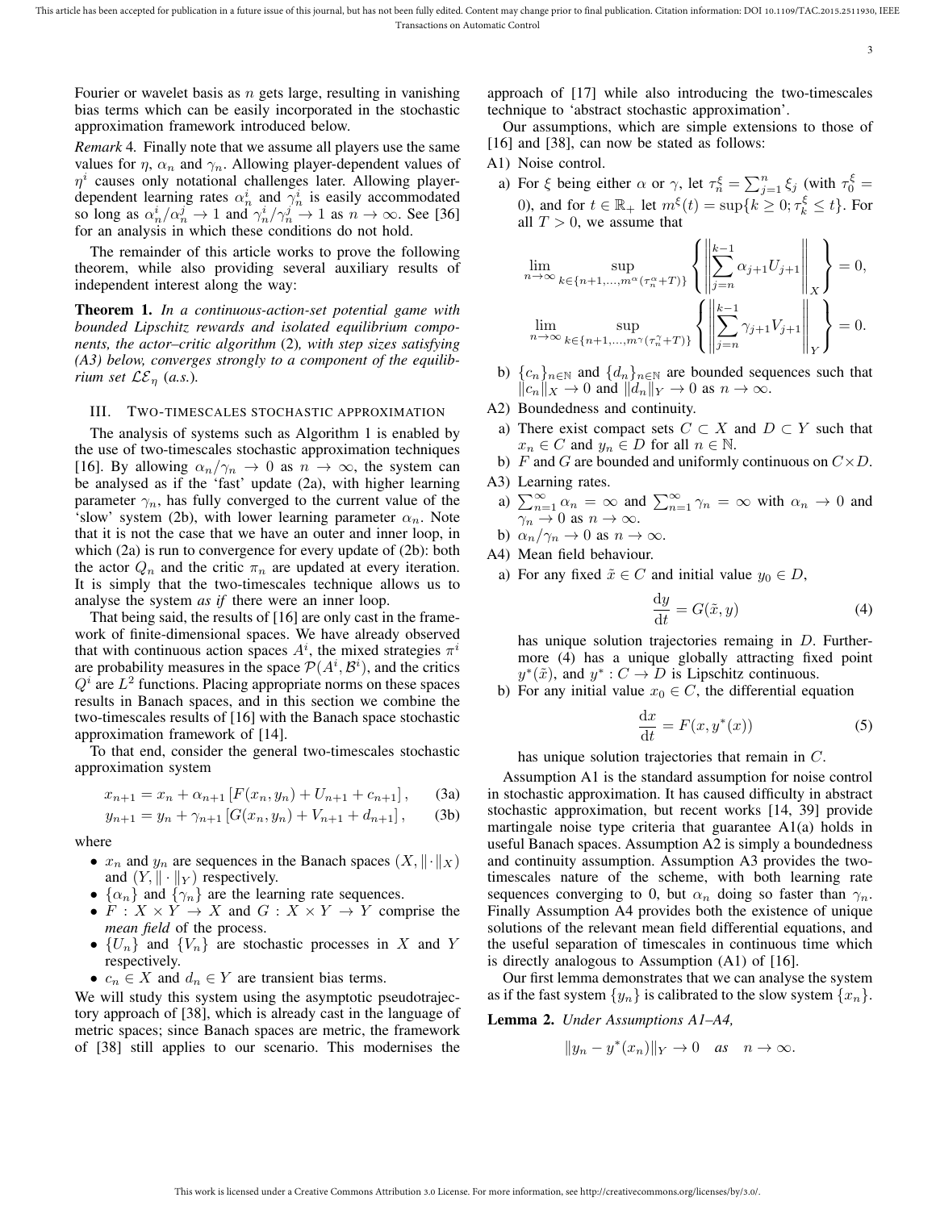Fourier or wavelet basis as $n$ gets large, resulting in vanishing bias terms which can be easily incorporated in the stochastic approximation framework introduced below.

*Remark* 4. Finally note that we assume all players use the same values for $\eta$, $\alpha_n$ and $\gamma_n$. Allowing player-dependent values of $\eta^i$ causes only notational challenges later. Allowing player-dependent learning rates $\alpha_n^i$ and $\gamma_n^i$ is easily accommodated so long as $\alpha_n^i/\alpha_n^j \to 1$ and $\gamma_n^i/\gamma_n^j \to 1$ as $n \to \infty$. See [36] for an analysis in which these conditions do not hold.

The remainder of this article works to prove the following theorem, while also providing several auxiliary results of independent interest along the way:

**Theorem 1.** *In a continuous-action-set potential game with bounded Lipschitz rewards and isolated equilibrium components, the actor–critic algorithm* (2)*, with step sizes satisfying (A3) below, converges strongly to a component of the equilibrium set* $\mathcal{LE}_\eta$ *(a.s.).*

## III. Two-timescales stochastic approximation

The analysis of systems such as Algorithm 1 is enabled by the use of two-timescales stochastic approximation techniques [16]. By allowing $\alpha_n/\gamma_n \to 0$ as $n \to \infty$, the system can be analysed as if the 'fast' update (2a), with higher learning parameter $\gamma_n$, has fully converged to the current value of the 'slow' system (2b), with lower learning parameter $\alpha_n$. Note that it is not the case that we have an outer and inner loop, in which (2a) is run to convergence for every update of (2b): both the actor $Q_n$ and the critic $\pi_n$ are updated at every iteration. It is simply that the two-timescales technique allows us to analyse the system *as if* there were an inner loop.

That being said, the results of [16] are only cast in the framework of finite-dimensional spaces. We have already observed that with continuous action spaces $A^i$, the mixed strategies $\pi^i$ are probability measures in the space $\mathcal{P}(A^i, \mathcal{B}^i)$, and the critics $Q^i$ are $L^2$ functions. Placing appropriate norms on these spaces results in Banach spaces, and in this section we combine the two-timescales results of [16] with the Banach space stochastic approximation framework of [14].

To that end, consider the general two-timescales stochastic approximation system

$$x_{n+1} = x_n + \alpha_{n+1}\left[F(x_n, y_n) + U_{n+1} + c_{n+1}\right], \qquad (3a)$$

$$y_{n+1} = y_n + \gamma_{n+1}\left[G(x_n, y_n) + V_{n+1} + d_{n+1}\right], \qquad (3b)$$

where

- $x_n$ and $y_n$ are sequences in the Banach spaces $(X, \|\cdot\|_X)$ and $(Y, \|\cdot\|_Y)$ respectively.
- $\{\alpha_n\}$ and $\{\gamma_n\}$ are the learning rate sequences.
- $F : X \times Y \to X$ and $G : X \times Y \to Y$ comprise the *mean field* of the process.
- $\{U_n\}$ and $\{V_n\}$ are stochastic processes in $X$ and $Y$ respectively.
- $c_n \in X$ and $d_n \in Y$ are transient bias terms.

We will study this system using the asymptotic pseudotrajectory approach of [38], which is already cast in the language of metric spaces; since Banach spaces are metric, the framework of [38] still applies to our scenario. This modernises the approach of [17] while also introducing the two-timescales technique to 'abstract stochastic approximation'.

Our assumptions, which are simple extensions to those of [16] and [38], can now be stated as follows:

A1) Noise control.

a) For $\xi$ being either $\alpha$ or $\gamma$, let $\tau_n^\xi = \sum_{j=1}^n \xi_j$ (with $\tau_0^\xi = 0$), and for $t \in \mathbb{R}_+$ let $m^\xi(t) = \sup\{k \geq 0; \tau_k^\xi \leq t\}$. For all $T > 0$, we assume that

$$\lim_{n\to\infty} \sup_{k \in \{n+1,\dots,m^\alpha(\tau_n^\alpha + T)\}} \left\{ \left\| \sum_{j=n}^{k-1} \alpha_{j+1} U_{j+1} \right\|_X \right\} = 0,$$

$$\lim_{n\to\infty} \sup_{k \in \{n+1,\dots,m^\gamma(\tau_n^\gamma + T)\}} \left\{ \left\| \sum_{j=n}^{k-1} \gamma_{j+1} V_{j+1} \right\|_Y \right\} = 0.$$

b) $\{c_n\}_{n\in\mathbb{N}}$ and $\{d_n\}_{n\in\mathbb{N}}$ are bounded sequences such that $\|c_n\|_X \to 0$ and $\|d_n\|_Y \to 0$ as $n \to \infty$.

A2) Boundedness and continuity.

a) There exist compact sets $C \subset X$ and $D \subset Y$ such that $x_n \in C$ and $y_n \in D$ for all $n \in \mathbb{N}$.

b) $F$ and $G$ are bounded and uniformly continuous on $C \times D$.

A3) Learning rates.

a) $\sum_{n=1}^\infty \alpha_n = \infty$ and $\sum_{n=1}^\infty \gamma_n = \infty$ with $\alpha_n \to 0$ and $\gamma_n \to 0$ as $n \to \infty$.

b) $\alpha_n/\gamma_n \to 0$ as $n \to \infty$.

A4) Mean field behaviour.

a) For any fixed $\tilde{x} \in C$ and initial value $y_0 \in D$,

$$\frac{\mathrm{d}y}{\mathrm{d}t} = G(\tilde{x}, y) \qquad (4)$$

has unique solution trajectories remaing in $D$. Furthermore (4) has a unique globally attracting fixed point $y^*(\tilde{x})$, and $y^* : C \to D$ is Lipschitz continuous.

b) For any initial value $x_0 \in C$, the differential equation

$$\frac{\mathrm{d}x}{\mathrm{d}t} = F(x, y^*(x)) \qquad (5)$$

has unique solution trajectories that remain in $C$.

Assumption A1 is the standard assumption for noise control in stochastic approximation. It has caused difficulty in abstract stochastic approximation, but recent works [14, 39] provide martingale noise type criteria that guarantee A1(a) holds in useful Banach spaces. Assumption A2 is simply a boundedness and continuity assumption. Assumption A3 provides the two-timescales nature of the scheme, with both learning rate sequences converging to 0, but $\alpha_n$ doing so faster than $\gamma_n$. Finally Assumption A4 provides both the existence of unique solutions of the relevant mean field differential equations, and the useful separation of timescales in continuous time which is directly analogous to Assumption (A1) of [16].

Our first lemma demonstrates that we can analyse the system as if the fast system $\{y_n\}$ is calibrated to the slow system $\{x_n\}$.

**Lemma 2.** *Under Assumptions A1–A4,*

$$\|y_n - y^*(x_n)\|_Y \to 0 \quad \textit{as} \quad n \to \infty.$$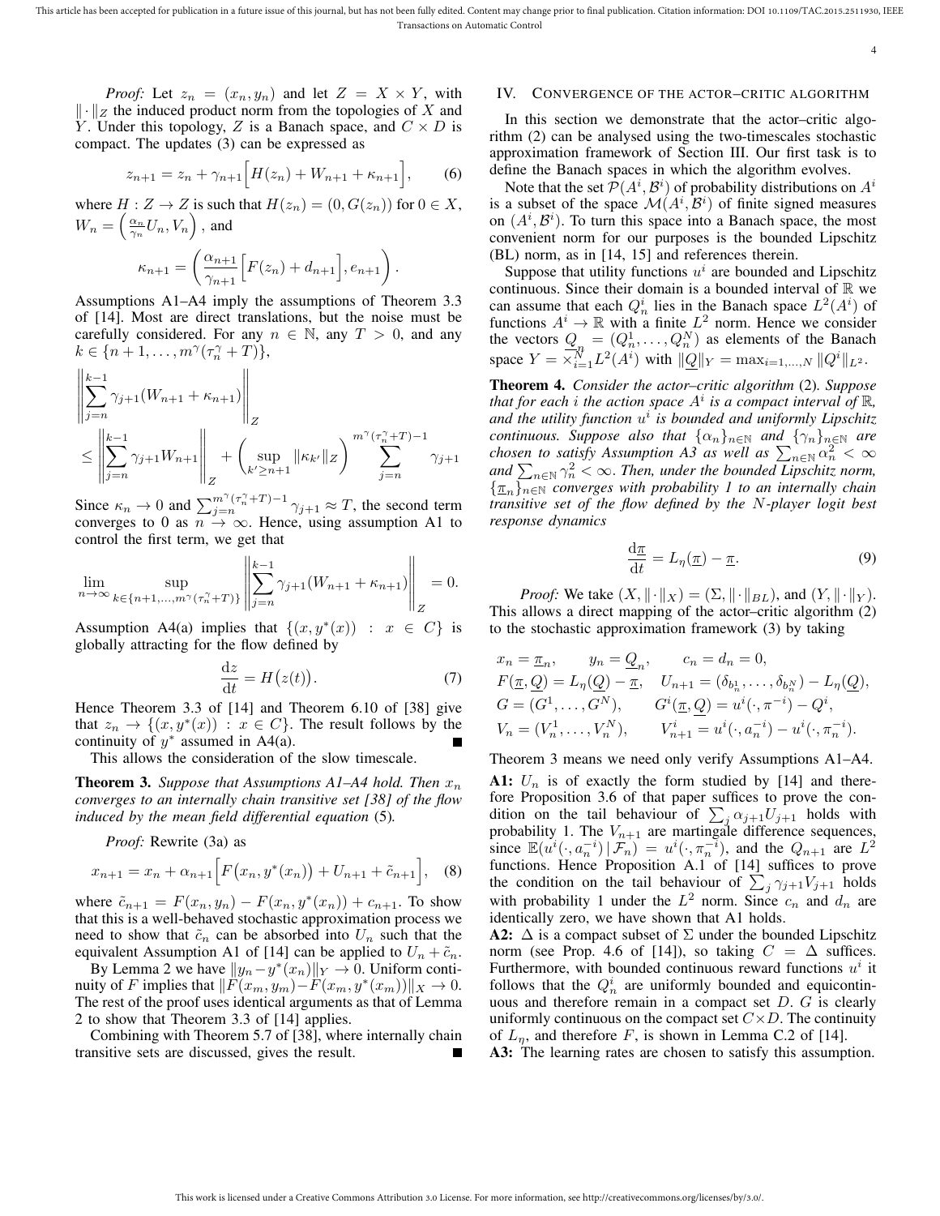*Proof:* Let $z_n = (x_n, y_n)$ and let $Z = X \times Y$, with $\|\cdot\|_Z$ the induced product norm from the topologies of $X$ and $Y$. Under this topology, $Z$ is a Banach space, and $C \times D$ is compact. The updates (3) can be expressed as

$$z_{n+1} = z_n + \gamma_{n+1}\Big[H(z_n) + W_{n+1} + \kappa_{n+1}\Big], \qquad (6)$$

where $H : Z \to Z$ is such that $H(z_n) = (0, G(z_n))$ for $0 \in X$, $W_n = \left(\frac{\alpha_n}{\gamma_n} U_n, V_n\right)$, and

$$\kappa_{n+1} = \left(\frac{\alpha_{n+1}}{\gamma_{n+1}}\Big[F(z_n) + d_{n+1}\Big], e_{n+1}\right).$$

Assumptions A1–A4 imply the assumptions of Theorem 3.3 of [14]. Most are direct translations, but the noise must be carefully considered. For any $n \in \mathbb{N}$, any $T > 0$, and any $k \in \{n+1, \ldots, m^\gamma(\tau_n^\gamma + T)\}$,

$$\left\|\sum_{j=n}^{k-1} \gamma_{j+1}(W_{n+1} + \kappa_{n+1})\right\|_Z \leq \left\|\sum_{j=n}^{k-1} \gamma_{j+1} W_{n+1}\right\|_Z + \left(\sup_{k' \geq n+1} \|\kappa_{k'}\|_Z\right) \sum_{j=n}^{m^\gamma(\tau_n^\gamma + T)-1} \gamma_{j+1}$$

Since $\kappa_n \to 0$ and $\sum_{j=n}^{m^\gamma(\tau_n^\gamma+T)-1} \gamma_{j+1} \approx T$, the second term converges to 0 as $n \to \infty$. Hence, using assumption A1 to control the first term, we get that

$$\lim_{n\to\infty} \sup_{k \in \{n+1,\ldots,m^\gamma(\tau_n^\gamma+T)\}} \left\|\sum_{j=n}^{k-1} \gamma_{j+1}(W_{n+1} + \kappa_{n+1})\right\|_Z = 0.$$

Assumption A4(a) implies that $\{(x, y^*(x)) : x \in C\}$ is globally attracting for the flow defined by

$$\frac{\mathrm{d}z}{\mathrm{d}t} = H\big(z(t)\big). \qquad (7)$$

Hence Theorem 3.3 of [14] and Theorem 6.10 of [38] give that $z_n \to \{(x, y^*(x)) : x \in C\}$. The result follows by the continuity of $y^*$ assumed in A4(a). ∎

This allows the consideration of the slow timescale.

**Theorem 3.** *Suppose that Assumptions A1–A4 hold. Then $x_n$ converges to an internally chain transitive set [38] of the flow induced by the mean field differential equation* (5)*.*

*Proof:* Rewrite (3a) as

$$x_{n+1} = x_n + \alpha_{n+1}\Big[F\big(x_n, y^*(x_n)\big) + U_{n+1} + \tilde{c}_{n+1}\Big], \qquad (8)$$

where $\tilde{c}_{n+1} = F(x_n, y_n) - F(x_n, y^*(x_n)) + c_{n+1}$. To show that this is a well-behaved stochastic approximation process we need to show that $\tilde{c}_n$ can be absorbed into $U_n$ such that the equivalent Assumption A1 of [14] can be applied to $U_n + \tilde{c}_n$.

By Lemma 2 we have $\|y_n - y^*(x_n)\|_Y \to 0$. Uniform continuity of $F$ implies that $\|F(x_m, y_m) - F(x_m, y^*(x_m))\|_X \to 0$. The rest of the proof uses identical arguments as that of Lemma 2 to show that Theorem 3.3 of [14] applies.

Combining with Theorem 5.7 of [38], where internally chain transitive sets are discussed, gives the result. ∎

## IV. Convergence of the actor–critic algorithm

In this section we demonstrate that the actor–critic algorithm (2) can be analysed using the two-timescales stochastic approximation framework of Section III. Our first task is to define the Banach spaces in which the algorithm evolves.

Note that the set $\mathcal{P}(A^i, \mathcal{B}^i)$ of probability distributions on $A^i$ is a subset of the space $\mathcal{M}(A^i, \mathcal{B}^i)$ of finite signed measures on $(A^i, \mathcal{B}^i)$. To turn this space into a Banach space, the most convenient norm for our purposes is the bounded Lipschitz (BL) norm, as in [14, 15] and references therein.

Suppose that utility functions $u^i$ are bounded and Lipschitz continuous. Since their domain is a bounded interval of $\mathbb{R}$ we can assume that each $Q_n^i$ lies in the Banach space $L^2(A^i)$ of functions $A^i \to \mathbb{R}$ with a finite $L^2$ norm. Hence we consider the vectors $\underline{Q}_n = (Q_n^1, \ldots, Q_n^N)$ as elements of the Banach space $Y = \times_{i=1}^N L^2(A^i)$ with $\|\underline{Q}\|_Y = \max_{i=1,\ldots,N} \|Q^i\|_{L^2}$.

**Theorem 4.** *Consider the actor–critic algorithm* (2)*. Suppose that for each $i$ the action space $A^i$ is a compact interval of $\mathbb{R}$, and the utility function $u^i$ is bounded and uniformly Lipschitz continuous. Suppose also that $\{\alpha_n\}_{n\in\mathbb{N}}$ and $\{\gamma_n\}_{n\in\mathbb{N}}$ are chosen to satisfy Assumption A3 as well as $\sum_{n\in\mathbb{N}} \alpha_n^2 < \infty$ and $\sum_{n\in\mathbb{N}} \gamma_n^2 < \infty$. Then, under the bounded Lipschitz norm, $\{\underline{\pi}_n\}_{n\in\mathbb{N}}$ converges with probability 1 to an internally chain transitive set of the flow defined by the $N$-player logit best response dynamics*

$$\frac{\mathrm{d}\underline{\pi}}{\mathrm{d}t} = L_\eta(\underline{\pi}) - \underline{\pi}. \qquad (9)$$

*Proof:* We take $(X, \|\cdot\|_X) = (\Sigma, \|\cdot\|_{BL})$, and $(Y, \|\cdot\|_Y)$. This allows a direct mapping of the actor–critic algorithm (2) to the stochastic approximation framework (3) by taking

$$\begin{aligned}
&x_n = \underline{\pi}_n, \qquad y_n = \underline{Q}_n, \qquad c_n = d_n = 0,\\
&F(\underline{\pi}, \underline{Q}) = L_\eta(\underline{Q}) - \underline{\pi}, \quad U_{n+1} = (\delta_{b_n^1}, \ldots, \delta_{b_n^N}) - L_\eta(\underline{Q}),\\
&G = (G^1, \ldots, G^N), \qquad G^i(\underline{\pi}, \underline{Q}) = u^i(\cdot, \pi^{-i}) - Q^i,\\
&V_n = (V_n^1, \ldots, V_n^N), \qquad V_{n+1}^i = u^i(\cdot, a_n^{-i}) - u^i(\cdot, \pi_n^{-i}).
\end{aligned}$$

Theorem 3 means we need only verify Assumptions A1–A4.

**A1:** $U_n$ is of exactly the form studied by [14] and therefore Proposition 3.6 of that paper suffices to prove the condition on the tail behaviour of $\sum_j \alpha_{j+1} U_{j+1}$ holds with probability 1. The $V_{n+1}$ are martingale difference sequences, since $\mathbb{E}(u^i(\cdot, a_n^{-i}) \,|\, \mathcal{F}_n) = u^i(\cdot, \pi_n^{-i})$, and the $Q_{n+1}$ are $L^2$ functions. Hence Proposition A.1 of [14] suffices to prove the condition on the tail behaviour of $\sum_j \gamma_{j+1} V_{j+1}$ holds with probability 1 under the $L^2$ norm. Since $c_n$ and $d_n$ are identically zero, we have shown that A1 holds.

**A2:** $\Delta$ is a compact subset of $\Sigma$ under the bounded Lipschitz norm (see Prop. 4.6 of [14]), so taking $C = \Delta$ suffices. Furthermore, with bounded continuous reward functions $u^i$ it follows that the $Q_n^i$ are uniformly bounded and equicontinuous and therefore remain in a compact set $D$. $G$ is clearly uniformly continuous on the compact set $C \times D$. The continuity of $L_\eta$, and therefore $F$, is shown in Lemma C.2 of [14].

**A3:** The learning rates are chosen to satisfy this assumption.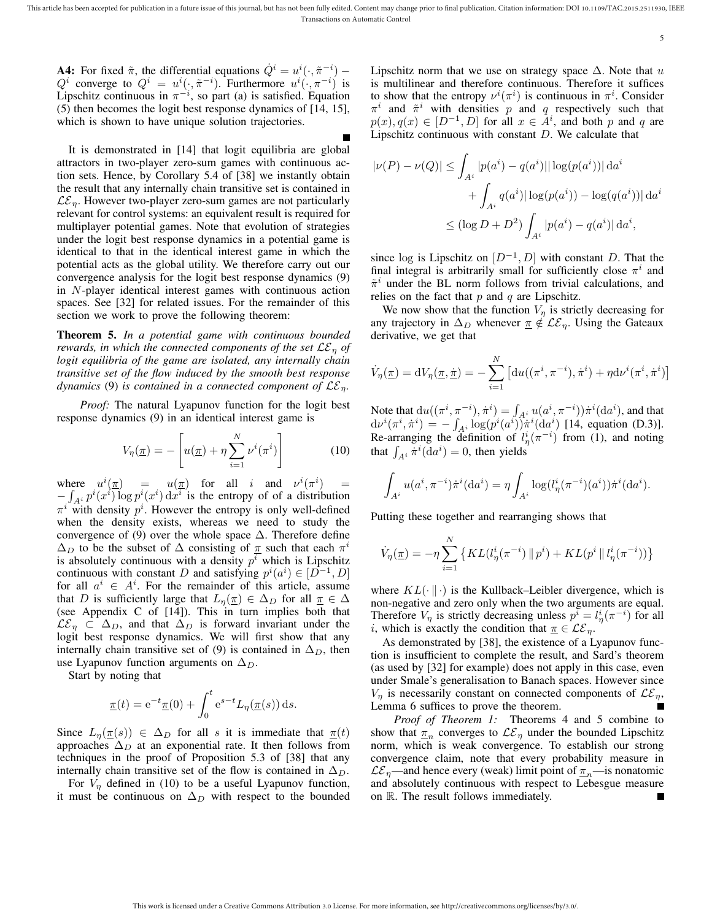**A4:** For fixed $\tilde{\pi}$, the differential equations $\dot{Q}^i = u^i(\cdot, \tilde{\pi}^{-i}) - Q^i$ converge to $Q^i = u^i(\cdot, \tilde{\pi}^{-i})$. Furthermore $u^i(\cdot, \pi^{-i})$ is Lipschitz continuous in $\pi^{-i}$, so part (a) is satisfied. Equation (5) then becomes the logit best response dynamics of [14, 15], which is shown to have unique solution trajectories. ∎

It is demonstrated in [14] that logit equilibria are global attractors in two-player zero-sum games with continuous action sets. Hence, by Corollary 5.4 of [38] we instantly obtain the result that any internally chain transitive set is contained in $\mathcal{LE}_\eta$. However two-player zero-sum games are not particularly relevant for control systems: an equivalent result is required for multiplayer potential games. Note that evolution of strategies under the logit best response dynamics in a potential game is identical to that in the identical interest game in which the potential acts as the global utility. We therefore carry out our convergence analysis for the logit best response dynamics (9) in $N$-player identical interest games with continuous action spaces. See [32] for related issues. For the remainder of this section we work to prove the following theorem:

**Theorem 5.** *In a potential game with continuous bounded rewards, in which the connected components of the set $\mathcal{LE}_\eta$ of logit equilibria of the game are isolated, any internally chain transitive set of the flow induced by the smooth best response dynamics* (9) *is contained in a connected component of $\mathcal{LE}_\eta$.*

*Proof:* The natural Lyapunov function for the logit best response dynamics (9) in an identical interest game is

$$V_\eta(\underline{\pi}) = -\left[u(\underline{\pi}) + \eta \sum_{i=1}^{N} \nu^i(\pi^i)\right] \tag{10}$$

where $u^i(\underline{\pi}) = u(\underline{\pi})$ for all $i$ and $\nu^i(\pi^i) = -\int_{A^i} p^i(x^i) \log p^i(x^i)\, \mathrm{d}x^i$ is the entropy of of a distribution $\pi^i$ with density $p^i$. However the entropy is only well-defined when the density exists, whereas we need to study the convergence of (9) over the whole space $\Delta$. Therefore define $\Delta_D$ to be the subset of $\Delta$ consisting of $\underline{\pi}$ such that each $\pi^i$ is absolutely continuous with a density $p^i$ which is Lipschitz continuous with constant $D$ and satisfying $p^i(a^i) \in [D^{-1}, D]$ for all $a^i \in A^i$. For the remainder of this article, assume that $D$ is sufficiently large that $L_\eta(\underline{\pi}) \in \Delta_D$ for all $\underline{\pi} \in \Delta$ (see Appendix C of [14]). This in turn implies both that $\mathcal{LE}_\eta \subset \Delta_D$, and that $\Delta_D$ is forward invariant under the logit best response dynamics. We will first show that any internally chain transitive set of (9) is contained in $\Delta_D$, then use Lyapunov function arguments on $\Delta_D$.

Start by noting that

$$\underline{\pi}(t) = \mathrm{e}^{-t}\underline{\pi}(0) + \int_0^t \mathrm{e}^{s-t} L_\eta(\underline{\pi}(s))\, \mathrm{d}s.$$

Since $L_\eta(\underline{\pi}(s)) \in \Delta_D$ for all $s$ it is immediate that $\underline{\pi}(t)$ approaches $\Delta_D$ at an exponential rate. It then follows from techniques in the proof of Proposition 5.3 of [38] that any internally chain transitive set of the flow is contained in $\Delta_D$.

For $V_\eta$ defined in (10) to be a useful Lyapunov function, it must be continuous on $\Delta_D$ with respect to the bounded Lipschitz norm that we use on strategy space $\Delta$. Note that $u$ is multilinear and therefore continuous. Therefore it suffices to show that the entropy $\nu^i(\pi^i)$ is continuous in $\pi^i$. Consider $\pi^i$ and $\tilde{\pi}^i$ with densities $p$ and $q$ respectively such that $p(x), q(x) \in [D^{-1}, D]$ for all $x \in A^i$, and both $p$ and $q$ are Lipschitz continuous with constant $D$. We calculate that

$$\begin{aligned}
|\nu(P) - \nu(Q)| &\leq \int_{A^i} |p(a^i) - q(a^i)||\log(p(a^i))|\, \mathrm{d}a^i \\
&\quad + \int_{A^i} q(a^i)|\log(p(a^i)) - \log(q(a^i))|\, \mathrm{d}a^i \\
&\leq (\log D + D^2) \int_{A^i} |p(a^i) - q(a^i)|\, \mathrm{d}a^i,
\end{aligned}$$

since $\log$ is Lipschitz on $[D^{-1}, D]$ with constant $D$. That the final integral is arbitrarily small for sufficiently close $\pi^i$ and $\tilde{\pi}^i$ under the BL norm follows from trivial calculations, and relies on the fact that $p$ and $q$ are Lipschitz.

We now show that the function $V_\eta$ is strictly decreasing for any trajectory in $\Delta_D$ whenever $\underline{\pi} \notin \mathcal{LE}_\eta$. Using the Gateaux derivative, we get that

$$\dot{V}_\eta(\underline{\pi}) = \mathrm{d}V_\eta(\underline{\pi}, \dot{\underline{\pi}}) = -\sum_{i=1}^{N} \left[\mathrm{d}u((\pi^i, \pi^{-i}), \dot{\pi}^i) + \eta \mathrm{d}\nu^i(\pi^i, \dot{\pi}^i)\right]$$

Note that $\mathrm{d}u((\pi^i, \pi^{-i}), \dot{\pi}^i) = \int_{A^i} u(a^i, \pi^{-i})\dot{\pi}^i(\mathrm{d}a^i)$, and that $\mathrm{d}\nu^i(\pi^i, \dot{\pi}^i) = -\int_{A^i} \log(p^i(a^i))\dot{\pi}^i(\mathrm{d}a^i)$ [14, equation (D.3)]. Re-arranging the definition of $l^i_\eta(\pi^{-i})$ from (1), and noting that $\int_{A^i} \dot{\pi}^i(\mathrm{d}a^i) = 0$, then yields

$$\int_{A^i} u(a^i, \pi^{-i})\dot{\pi}^i(\mathrm{d}a^i) = \eta \int_{A^i} \log(l^i_\eta(\pi^{-i})(a^i))\dot{\pi}^i(\mathrm{d}a^i).$$

Putting these together and rearranging shows that

$$\dot{V}_\eta(\underline{\pi}) = -\eta \sum_{i=1}^{N} \left\{ KL(l^i_\eta(\pi^{-i}) \,\|\, p^i) + KL(p^i \,\|\, l^i_\eta(\pi^{-i})) \right\}$$

where $KL(\cdot \,\|\, \cdot)$ is the Kullback–Leibler divergence, which is non-negative and zero only when the two arguments are equal. Therefore $V_\eta$ is strictly decreasing unless $p^i = l^i_\eta(\pi^{-i})$ for all $i$, which is exactly the condition that $\underline{\pi} \in \mathcal{LE}_\eta$.

As demonstrated by [38], the existence of a Lyapunov function is insufficient to complete the result, and Sard's theorem (as used by [32] for example) does not apply in this case, even under Smale's generalisation to Banach spaces. However since $V_\eta$ is necessarily constant on connected components of $\mathcal{LE}_\eta$, Lemma 6 suffices to prove the theorem. ∎

*Proof of Theorem 1:* Theorems 4 and 5 combine to show that $\underline{\pi}_n$ converges to $\mathcal{LE}_\eta$ under the bounded Lipschitz norm, which is weak convergence. To establish our strong convergence claim, note that every probability measure in $\mathcal{LE}_\eta$—and hence every (weak) limit point of $\underline{\pi}_n$—is nonatomic and absolutely continuous with respect to Lebesgue measure on $\mathbb{R}$. The result follows immediately. ∎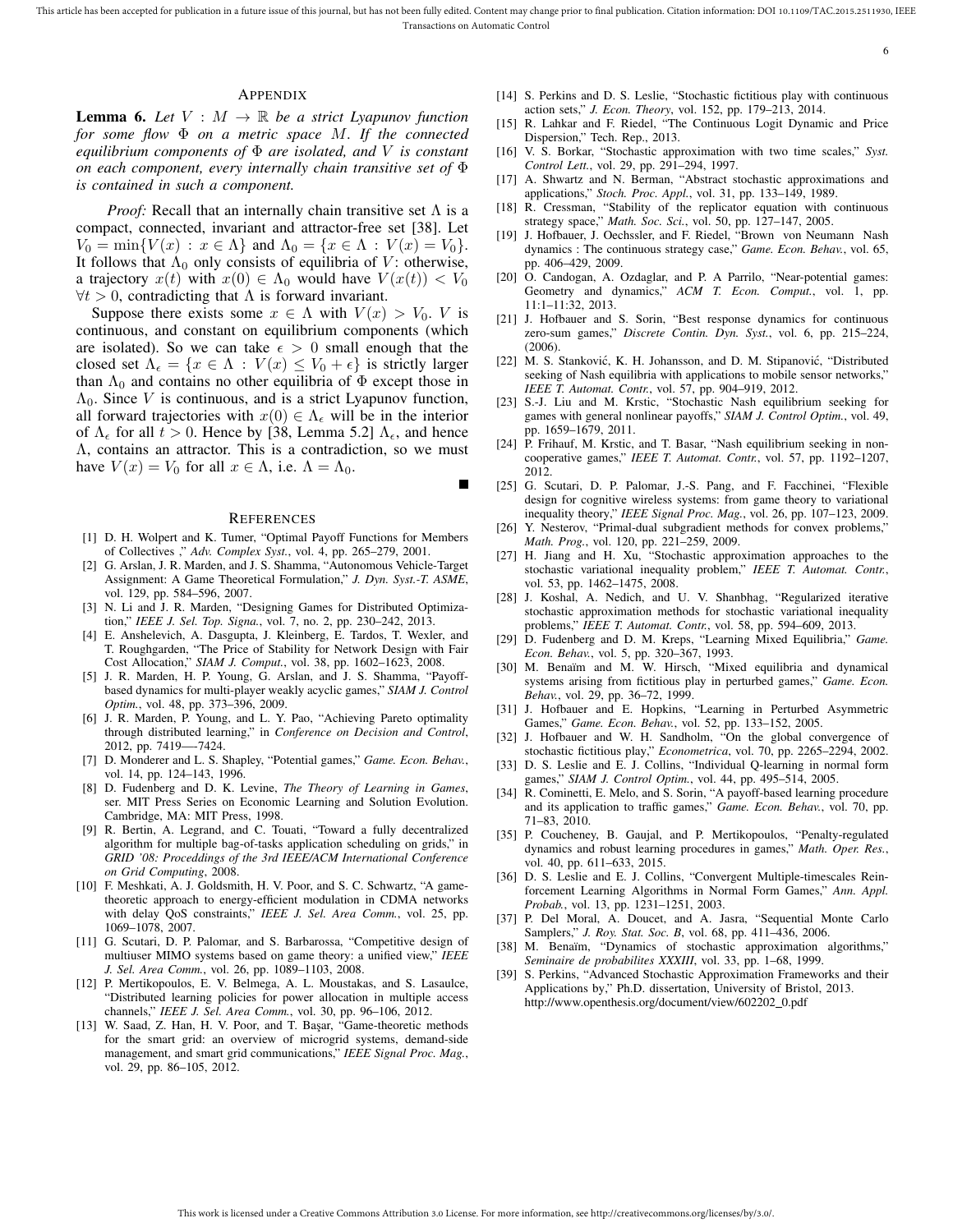## APPENDIX

**Lemma 6.** *Let $V : M \to \mathbb{R}$ be a strict Lyapunov function for some flow $\Phi$ on a metric space $M$. If the connected equilibrium components of $\Phi$ are isolated, and $V$ is constant on each component, every internally chain transitive set of $\Phi$ is contained in such a component.*

*Proof:* Recall that an internally chain transitive set $\Lambda$ is a compact, connected, invariant and attractor-free set [38]. Let $V_0 = \min\{V(x) : x \in \Lambda\}$ and $\Lambda_0 = \{x \in \Lambda : V(x) = V_0\}$. It follows that $\Lambda_0$ only consists of equilibria of $V$: otherwise, a trajectory $x(t)$ with $x(0) \in \Lambda_0$ would have $V(x(t)) < V_0$ $\forall t > 0$, contradicting that $\Lambda$ is forward invariant.

Suppose there exists some $x \in \Lambda$ with $V(x) > V_0$. $V$ is continuous, and constant on equilibrium components (which are isolated). So we can take $\epsilon > 0$ small enough that the closed set $\Lambda_\epsilon = \{x \in \Lambda : V(x) \leq V_0 + \epsilon\}$ is strictly larger than $\Lambda_0$ and contains no other equilibria of $\Phi$ except those in $\Lambda_0$. Since $V$ is continuous, and is a strict Lyapunov function, all forward trajectories with $x(0) \in \Lambda_\epsilon$ will be in the interior of $\Lambda_\epsilon$ for all $t > 0$. Hence by [38, Lemma 5.2] $\Lambda_\epsilon$, and hence $\Lambda$, contains an attractor. This is a contradiction, so we must have $V(x) = V_0$ for all $x \in \Lambda$, i.e. $\Lambda = \Lambda_0$. ■

## REFERENCES

[1] D. H. Wolpert and K. Tumer, "Optimal Payoff Functions for Members of Collectives ," *Adv. Complex Syst.*, vol. 4, pp. 265–279, 2001.

[2] G. Arslan, J. R. Marden, and J. S. Shamma, "Autonomous Vehicle-Target Assignment: A Game Theoretical Formulation," *J. Dyn. Syst.-T. ASME*, vol. 129, pp. 584–596, 2007.

[3] N. Li and J. R. Marden, "Designing Games for Distributed Optimization," *IEEE J. Sel. Top. Signa.*, vol. 7, no. 2, pp. 230–242, 2013.

[4] E. Anshelevich, A. Dasgupta, J. Kleinberg, E. Tardos, T. Wexler, and T. Roughgarden, "The Price of Stability for Network Design with Fair Cost Allocation," *SIAM J. Comput.*, vol. 38, pp. 1602–1623, 2008.

[5] J. R. Marden, H. P. Young, G. Arslan, and J. S. Shamma, "Payoff-based dynamics for multi-player weakly acyclic games," *SIAM J. Control Optim.*, vol. 48, pp. 373–396, 2009.

[6] J. R. Marden, P. Young, and L. Y. Pao, "Achieving Pareto optimality through distributed learning," in *Conference on Decision and Control*, 2012, pp. 7419—-7424.

[7] D. Monderer and L. S. Shapley, "Potential games," *Game. Econ. Behav.*, vol. 14, pp. 124–143, 1996.

[8] D. Fudenberg and D. K. Levine, *The Theory of Learning in Games*, ser. MIT Press Series on Economic Learning and Solution Evolution. Cambridge, MA: MIT Press, 1998.

[9] R. Bertin, A. Legrand, and C. Touati, "Toward a fully decentralized algorithm for multiple bag-of-tasks application scheduling on grids," in *GRID '08: Proceddings of the 3rd IEEE/ACM International Conference on Grid Computing*, 2008.

[10] F. Meshkati, A. J. Goldsmith, H. V. Poor, and S. C. Schwartz, "A game-theoretic approach to energy-efficient modulation in CDMA networks with delay QoS constraints," *IEEE J. Sel. Area Comm.*, vol. 25, pp. 1069–1078, 2007.

[11] G. Scutari, D. P. Palomar, and S. Barbarossa, "Competitive design of multiuser MIMO systems based on game theory: a unified view," *IEEE J. Sel. Area Comm.*, vol. 26, pp. 1089–1103, 2008.

[12] P. Mertikopoulos, E. V. Belmega, A. L. Moustakas, and S. Lasaulce, "Distributed learning policies for power allocation in multiple access channels," *IEEE J. Sel. Area Comm.*, vol. 30, pp. 96–106, 2012.

[13] W. Saad, Z. Han, H. V. Poor, and T. Başar, "Game-theoretic methods for the smart grid: an overview of microgrid systems, demand-side management, and smart grid communications," *IEEE Signal Proc. Mag.*, vol. 29, pp. 86–105, 2012.

[14] S. Perkins and D. S. Leslie, "Stochastic fictitious play with continuous action sets," *J. Econ. Theory*, vol. 152, pp. 179–213, 2014.

[15] R. Lahkar and F. Riedel, "The Continuous Logit Dynamic and Price Dispersion," Tech. Rep., 2013.

[16] V. S. Borkar, "Stochastic approximation with two time scales," *Syst. Control Lett.*, vol. 29, pp. 291–294, 1997.

[17] A. Shwartz and N. Berman, "Abstract stochastic approximations and applications," *Stoch. Proc. Appl.*, vol. 31, pp. 133–149, 1989.

[18] R. Cressman, "Stability of the replicator equation with continuous strategy space," *Math. Soc. Sci.*, vol. 50, pp. 127–147, 2005.

[19] J. Hofbauer, J. Oechssler, and F. Riedel, "Brown von Neumann Nash dynamics : The continuous strategy case," *Game. Econ. Behav.*, vol. 65, pp. 406–429, 2009.

[20] O. Candogan, A. Ozdaglar, and P. A Parrilo, "Near-potential games: Geometry and dynamics," *ACM T. Econ. Comput.*, vol. 1, pp. 11:1–11:32, 2013.

[21] J. Hofbauer and S. Sorin, "Best response dynamics for continuous zero-sum games," *Discrete Contin. Dyn. Syst.*, vol. 6, pp. 215–224, (2006).

[22] M. S. Stanković, K. H. Johansson, and D. M. Stipanović, "Distributed seeking of Nash equilibria with applications to mobile sensor networks," *IEEE T. Automat. Contr.*, vol. 57, pp. 904–919, 2012.

[23] S.-J. Liu and M. Krstic, "Stochastic Nash equilibrium seeking for games with general nonlinear payoffs," *SIAM J. Control Optim.*, vol. 49, pp. 1659–1679, 2011.

[24] P. Frihauf, M. Krstic, and T. Basar, "Nash equilibrium seeking in non-cooperative games," *IEEE T. Automat. Contr.*, vol. 57, pp. 1192–1207, 2012.

[25] G. Scutari, D. P. Palomar, J.-S. Pang, and F. Facchinei, "Flexible design for cognitive wireless systems: from game theory to variational inequality theory," *IEEE Signal Proc. Mag.*, vol. 26, pp. 107–123, 2009.

[26] Y. Nesterov, "Primal-dual subgradient methods for convex problems," *Math. Prog.*, vol. 120, pp. 221–259, 2009.

[27] H. Jiang and H. Xu, "Stochastic approximation approaches to the stochastic variational inequality problem," *IEEE T. Automat. Contr.*, vol. 53, pp. 1462–1475, 2008.

[28] J. Koshal, A. Nedich, and U. V. Shanbhag, "Regularized iterative stochastic approximation methods for stochastic variational inequality problems," *IEEE T. Automat. Contr.*, vol. 58, pp. 594–609, 2013.

[29] D. Fudenberg and D. M. Kreps, "Learning Mixed Equilibria," *Game. Econ. Behav.*, vol. 5, pp. 320–367, 1993.

[30] M. Benaïm and M. W. Hirsch, "Mixed equilibria and dynamical systems arising from fictitious play in perturbed games," *Game. Econ. Behav.*, vol. 29, pp. 36–72, 1999.

[31] J. Hofbauer and E. Hopkins, "Learning in Perturbed Asymmetric Games," *Game. Econ. Behav.*, vol. 52, pp. 133–152, 2005.

[32] J. Hofbauer and W. H. Sandholm, "On the global convergence of stochastic fictitious play," *Econometrica*, vol. 70, pp. 2265–2294, 2002.

[33] D. S. Leslie and E. J. Collins, "Individual Q-learning in normal form games," *SIAM J. Control Optim.*, vol. 44, pp. 495–514, 2005.

[34] R. Cominetti, E. Melo, and S. Sorin, "A payoff-based learning procedure and its application to traffic games," *Game. Econ. Behav.*, vol. 70, pp. 71–83, 2010.

[35] P. Coucheney, B. Gaujal, and P. Mertikopoulos, "Penalty-regulated dynamics and robust learning procedures in games," *Math. Oper. Res.*, vol. 40, pp. 611–633, 2015.

[36] D. S. Leslie and E. J. Collins, "Convergent Multiple-timescales Reinforcement Learning Algorithms in Normal Form Games," *Ann. Appl. Probab.*, vol. 13, pp. 1231–1251, 2003.

[37] P. Del Moral, A. Doucet, and A. Jasra, "Sequential Monte Carlo Samplers," *J. Roy. Stat. Soc. B*, vol. 68, pp. 411–436, 2006.

[38] M. Benaïm, "Dynamics of stochastic approximation algorithms," *Seminaire de probabilites XXXIII*, vol. 33, pp. 1–68, 1999.

[39] S. Perkins, "Advanced Stochastic Approximation Frameworks and their Applications by," Ph.D. dissertation, University of Bristol, 2013. http://www.openthesis.org/document/view/602202_0.pdf